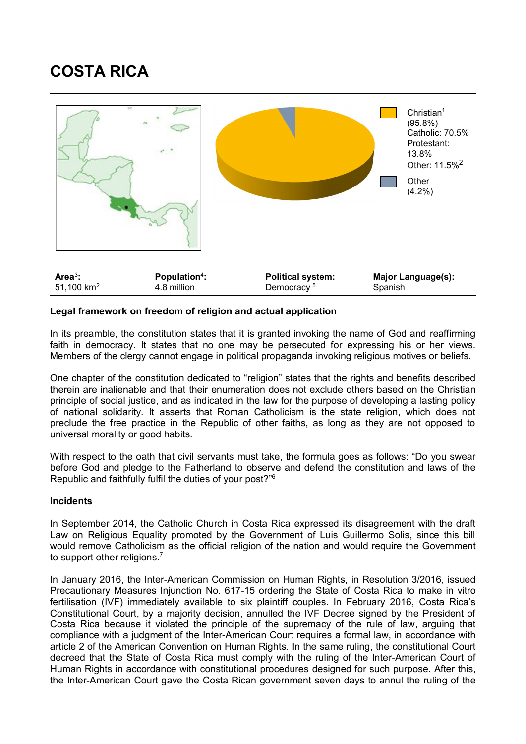# COSTA RICA

Christian[1] (95.8%)
Catholic: 70.5%
Protestant: 13.8%
Other: 11.5%[2]

Other (4.2%)

| Area[3]: | Population[4]: | Political system: | Major Language(s): |
|---|---|---|---|
| 51,100 km$^2$ | 4.8 million | Democracy [5] | Spanish |

**Legal framework on freedom of religion and actual application**

In its preamble, the constitution states that it is granted invoking the name of God and reaffirming faith in democracy. It states that no one may be persecuted for expressing his or her views. Members of the clergy cannot engage in political propaganda invoking religious motives or beliefs.

One chapter of the constitution dedicated to "religion" states that the rights and benefits described therein are inalienable and that their enumeration does not exclude others based on the Christian principle of social justice, and as indicated in the law for the purpose of developing a lasting policy of national solidarity. It asserts that Roman Catholicism is the state religion, which does not preclude the free practice in the Republic of other faiths, as long as they are not opposed to universal morality or good habits.

With respect to the oath that civil servants must take, the formula goes as follows: "Do you swear before God and pledge to the Fatherland to observe and defend the constitution and laws of the Republic and faithfully fulfil the duties of your post?"[6]

**Incidents**

In September 2014, the Catholic Church in Costa Rica expressed its disagreement with the draft Law on Religious Equality promoted by the Government of Luis Guillermo Solis, since this bill would remove Catholicism as the official religion of the nation and would require the Government to support other religions.[7]

In January 2016, the Inter-American Commission on Human Rights, in Resolution 3/2016, issued Precautionary Measures Injunction No. 617-15 ordering the State of Costa Rica to make in vitro fertilisation (IVF) immediately available to six plaintiff couples. In February 2016, Costa Rica's Constitutional Court, by a majority decision, annulled the IVF Decree signed by the President of Costa Rica because it violated the principle of the supremacy of the rule of law, arguing that compliance with a judgment of the Inter-American Court requires a formal law, in accordance with article 2 of the American Convention on Human Rights. In the same ruling, the constitutional Court decreed that the State of Costa Rica must comply with the ruling of the Inter-American Court of Human Rights in accordance with constitutional procedures designed for such purpose. After this, the Inter-American Court gave the Costa Rican government seven days to annul the ruling of the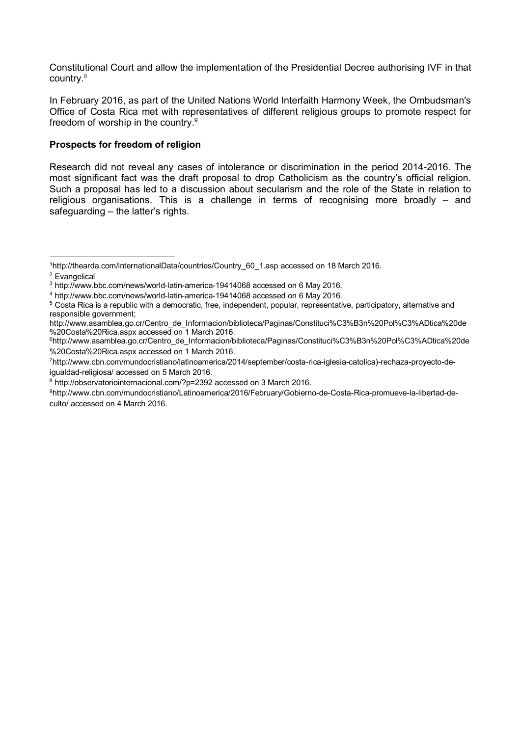Constitutional Court and allow the implementation of the Presidential Decree authorising IVF in that country.[8]

In February 2016, as part of the United Nations World Interfaith Harmony Week, the Ombudsman's Office of Costa Rica met with representatives of different religious groups to promote respect for freedom of worship in the country.[9]

**Prospects for freedom of religion**

Research did not reveal any cases of intolerance or discrimination in the period 2014-2016. The most significant fact was the draft proposal to drop Catholicism as the country's official religion. Such a proposal has led to a discussion about secularism and the role of the State in relation to religious organisations. This is a challenge in terms of recognising more broadly – and safeguarding – the latter's rights.

---

[1] http://thearda.com/internationalData/countries/Country_60_1.asp accessed on 18 March 2016.

[2] Evangelical

[3] http://www.bbc.com/news/world-latin-america-19414068 accessed on 6 May 2016.

[4] http://www.bbc.com/news/world-latin-america-19414068 accessed on 6 May 2016.

[5] Costa Rica is a republic with a democratic, free, independent, popular, representative, participatory, alternative and responsible government; http://www.asamblea.go.cr/Centro_de_Informacion/biblioteca/Paginas/Constituci%C3%B3n%20Pol%C3%ADtica%20de%20Costa%20Rica.aspx accessed on 1 March 2016.

[6] http://www.asamblea.go.cr/Centro_de_Informacion/biblioteca/Paginas/Constituci%C3%B3n%20Pol%C3%ADtica%20de%20Costa%20Rica.aspx accessed on 1 March 2016.

[7] http://www.cbn.com/mundocristiano/latinoamerica/2014/september/costa-rica-iglesia-catolica)-rechaza-proyecto-de-igualdad-religiosa/ accessed on 5 March 2016.

[8] http://observatoriointernacional.com/?p=2392 accessed on 3 March 2016.

[9] http://www.cbn.com/mundocristiano/Latinoamerica/2016/February/Gobierno-de-Costa-Rica-promueve-la-libertad-de-culto/ accessed on 4 March 2016.